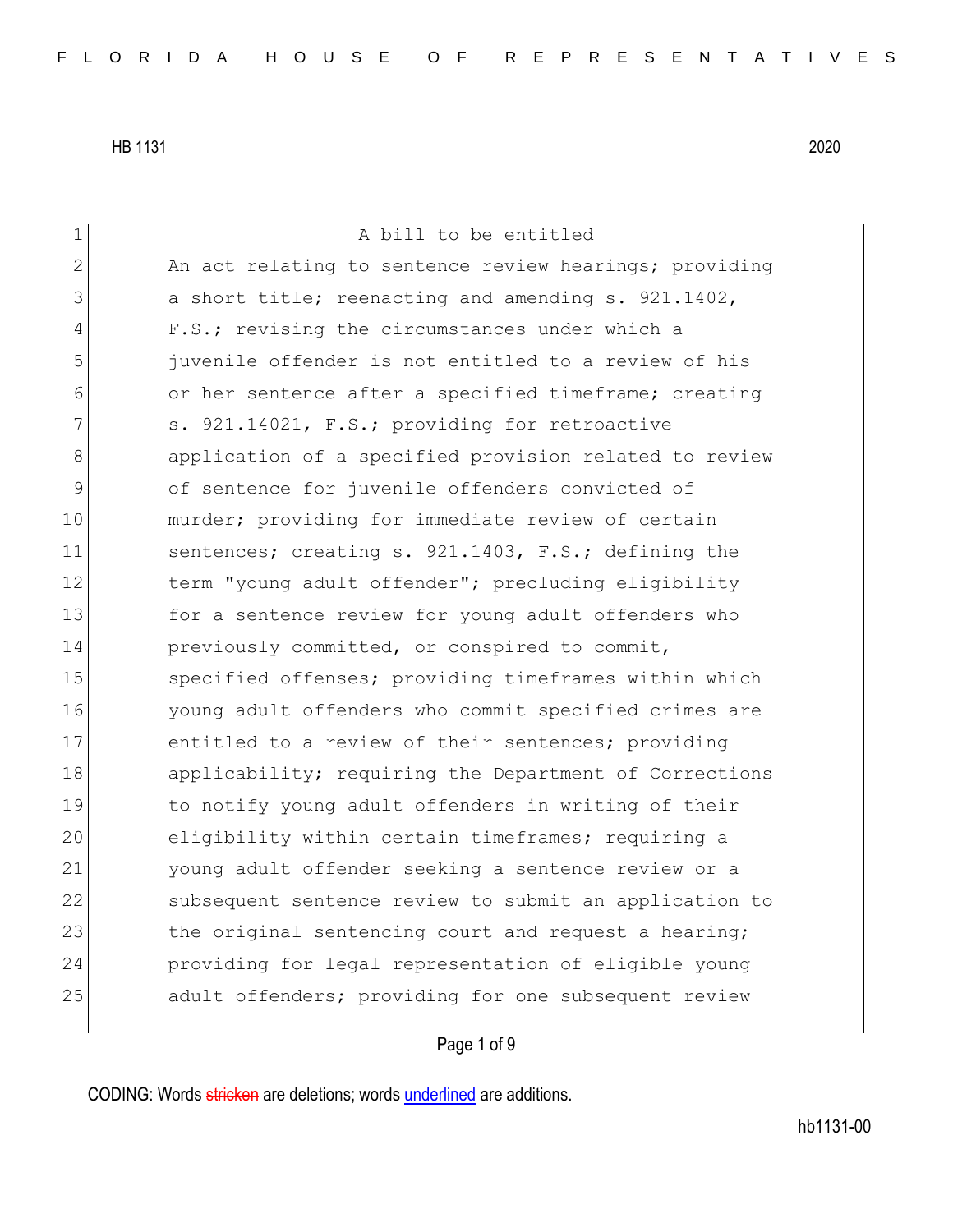A bill to be entitled

An act relating to sentence review hearings; providing a short title; reenacting and amending s. 921.1402, F.S.; revising the circumstances under which a juvenile offender is not entitled to a review of his or her sentence after a specified timeframe; creating s. 921.14021, F.S.; providing for retroactive application of a specified provision related to review of sentence for juvenile offenders convicted of murder; providing for immediate review of certain sentences; creating s. 921.1403, F.S.; defining the term "young adult offender"; precluding eligibility for a sentence review for young adult offenders who previously committed, or conspired to commit, specified offenses; providing timeframes within which young adult offenders who commit specified crimes are entitled to a review of their sentences; providing applicability; requiring the Department of Corrections to notify young adult offenders in writing of their eligibility within certain timeframes; requiring a young adult offender seeking a sentence review or a subsequent sentence review to submit an application to the original sentencing court and request a hearing; providing for legal representation of eligible young adult offenders; providing for one subsequent review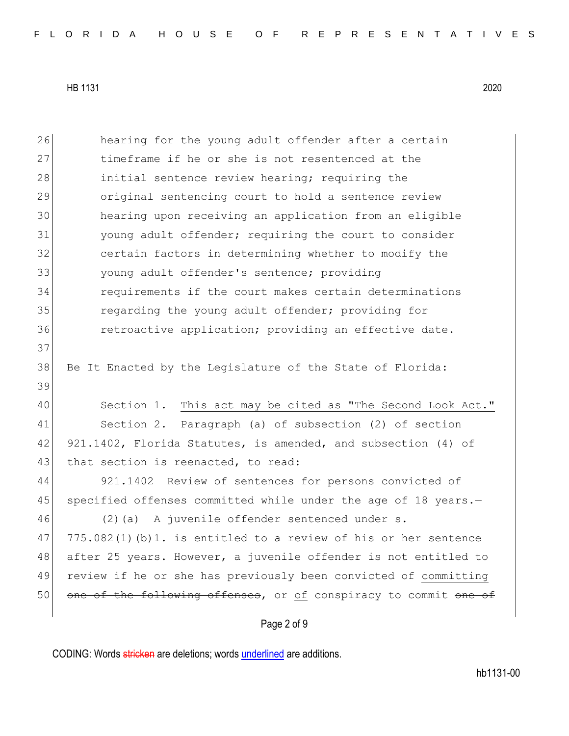hearing for the young adult offender after a certain timeframe if he or she is not resentenced at the initial sentence review hearing; requiring the original sentencing court to hold a sentence review hearing upon receiving an application from an eligible young adult offender; requiring the court to consider certain factors in determining whether to modify the young adult offender's sentence; providing requirements if the court makes certain determinations regarding the young adult offender; providing for retroactive application; providing an effective date.

Be It Enacted by the Legislature of the State of Florida:

Section 1. This act may be cited as "The Second Look Act."

Section 2. Paragraph (a) of subsection (2) of section 921.1402, Florida Statutes, is amended, and subsection (4) of that section is reenacted, to read:

921.1402 Review of sentences for persons convicted of specified offenses committed while under the age of 18 years.—

(2)(a) A juvenile offender sentenced under s. 775.082(1)(b)1. is entitled to a review of his or her sentence after 25 years. However, a juvenile offender is not entitled to review if he or she has previously been convicted of committing ~~one of the following offenses~~, or of conspiracy to commit ~~one of~~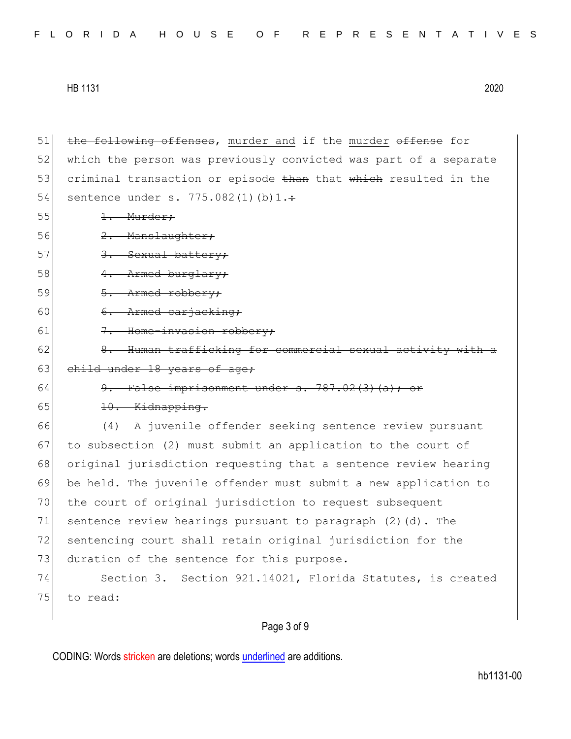51 ~~the following offenses~~, <u>murder and</u> if the <u>murder</u> ~~offense~~ for
52 which the person was previously convicted was part of a separate
53 criminal transaction or episode ~~than~~ that ~~which~~ resulted in the
54 sentence under s. 775.082(1)(b)1.~~:~~

55 ~~1. Murder;~~

56 ~~2. Manslaughter;~~

57 ~~3. Sexual battery;~~

58 ~~4. Armed burglary;~~

59 ~~5. Armed robbery;~~

60 ~~6. Armed carjacking;~~

61 ~~7. Home-invasion robbery;~~

62 ~~8. Human trafficking for commercial sexual activity with a~~
63 ~~child under 18 years of age;~~

64 ~~9. False imprisonment under s. 787.02(3)(a); or~~

65 ~~10. Kidnapping.~~

66 (4) A juvenile offender seeking sentence review pursuant
67 to subsection (2) must submit an application to the court of
68 original jurisdiction requesting that a sentence review hearing
69 be held. The juvenile offender must submit a new application to
70 the court of original jurisdiction to request subsequent
71 sentence review hearings pursuant to paragraph (2)(d). The
72 sentencing court shall retain original jurisdiction for the
73 duration of the sentence for this purpose.

74 Section 3. Section 921.14021, Florida Statutes, is created
75 to read:

CODING: Words ~~stricken~~ are deletions; words <u>underlined</u> are additions.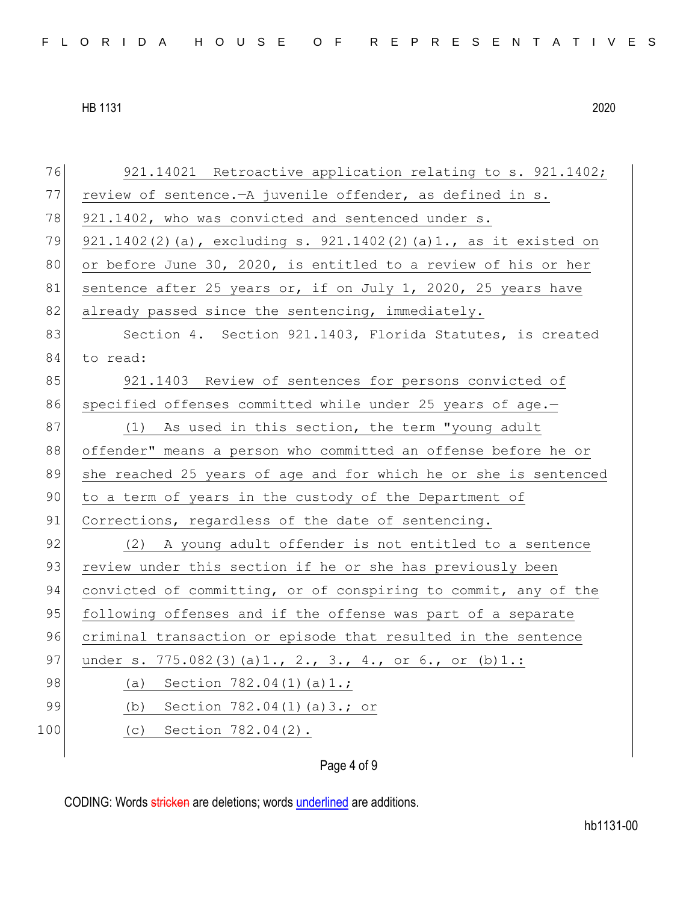921.14021 Retroactive application relating to s. 921.1402; review of sentence.—A juvenile offender, as defined in s. 921.1402, who was convicted and sentenced under s. 921.1402(2)(a), excluding s. 921.1402(2)(a)1., as it existed on or before June 30, 2020, is entitled to a review of his or her sentence after 25 years or, if on July 1, 2020, 25 years have already passed since the sentencing, immediately.

Section 4. Section 921.1403, Florida Statutes, is created to read:

921.1403 Review of sentences for persons convicted of specified offenses committed while under 25 years of age.—

(1) As used in this section, the term "young adult offender" means a person who committed an offense before he or she reached 25 years of age and for which he or she is sentenced to a term of years in the custody of the Department of Corrections, regardless of the date of sentencing.

(2) A young adult offender is not entitled to a sentence review under this section if he or she has previously been convicted of committing, or of conspiring to commit, any of the following offenses and if the offense was part of a separate criminal transaction or episode that resulted in the sentence under s. 775.082(3)(a)1., 2., 3., 4., or 6., or (b)1.:

(a) Section 782.04(1)(a)1.;

(b) Section 782.04(1)(a)3.; or

(c) Section 782.04(2).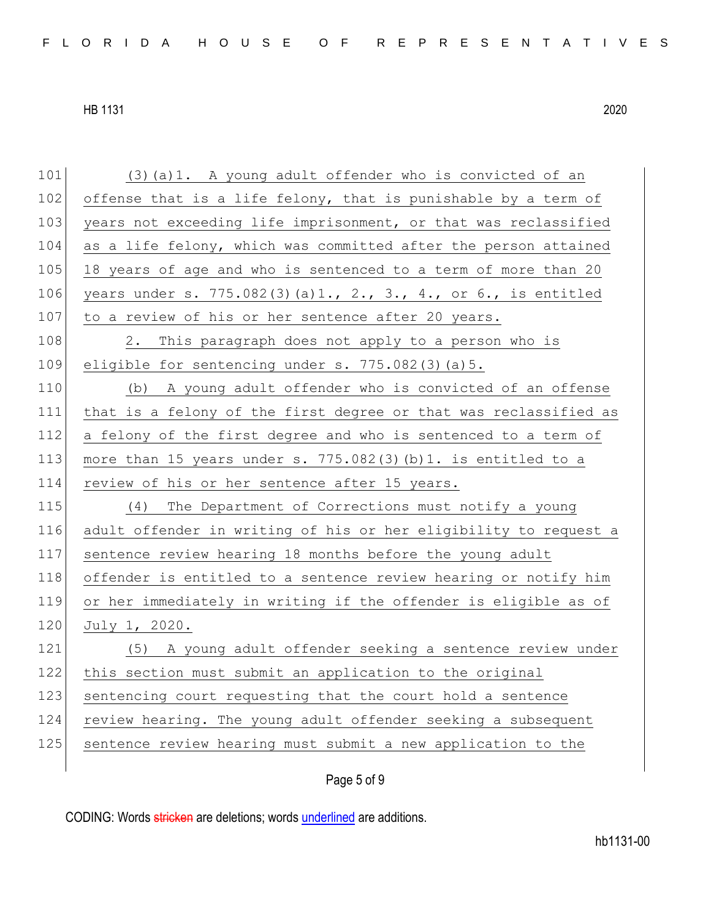(3)(a)1. A young adult offender who is convicted of an offense that is a life felony, that is punishable by a term of years not exceeding life imprisonment, or that was reclassified as a life felony, which was committed after the person attained 18 years of age and who is sentenced to a term of more than 20 years under s. 775.082(3)(a)1., 2., 3., 4., or 6., is entitled to a review of his or her sentence after 20 years.

2. This paragraph does not apply to a person who is eligible for sentencing under s. 775.082(3)(a)5.

(b) A young adult offender who is convicted of an offense that is a felony of the first degree or that was reclassified as a felony of the first degree and who is sentenced to a term of more than 15 years under s. 775.082(3)(b)1. is entitled to a review of his or her sentence after 15 years.

(4) The Department of Corrections must notify a young adult offender in writing of his or her eligibility to request a sentence review hearing 18 months before the young adult offender is entitled to a sentence review hearing or notify him or her immediately in writing if the offender is eligible as of July 1, 2020.

(5) A young adult offender seeking a sentence review under this section must submit an application to the original sentencing court requesting that the court hold a sentence review hearing. The young adult offender seeking a subsequent sentence review hearing must submit a new application to the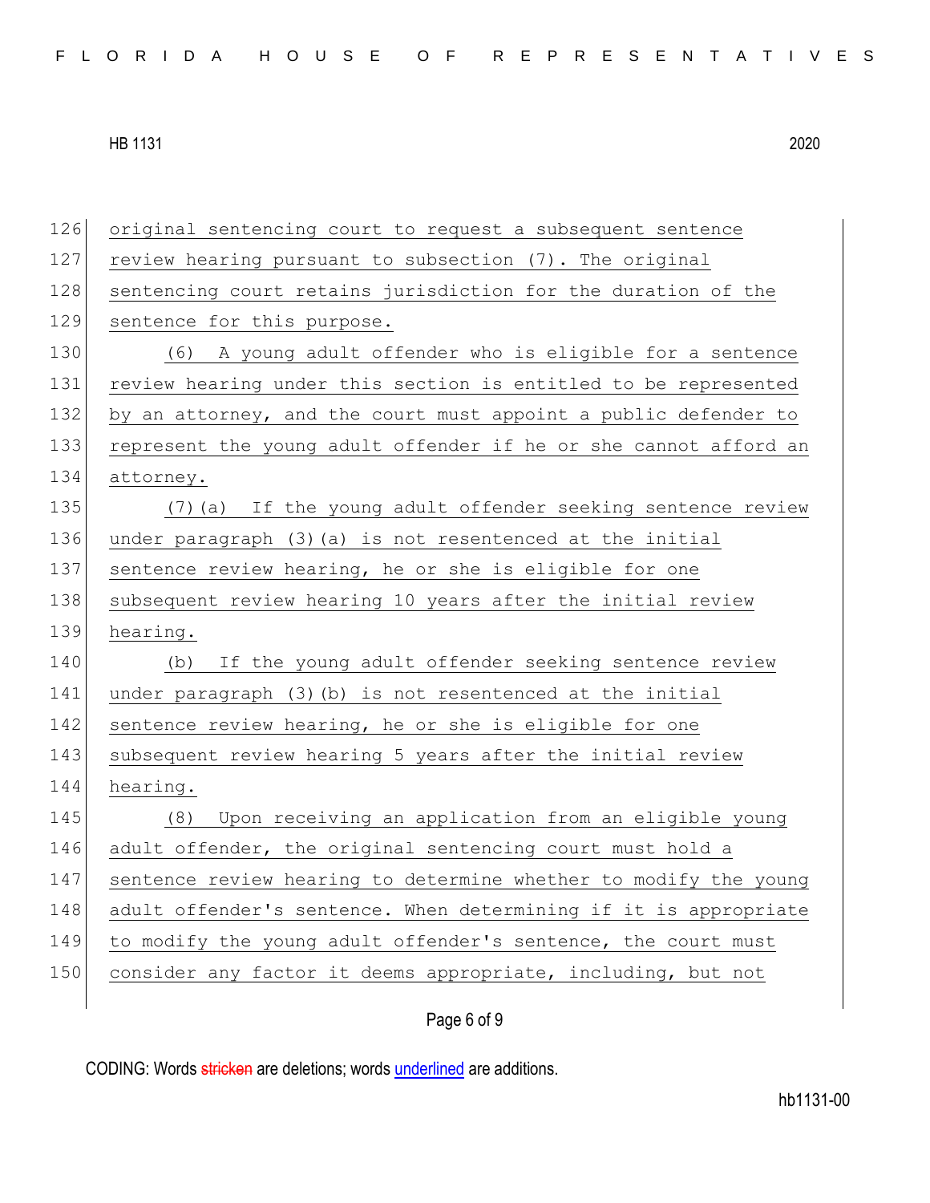original sentencing court to request a subsequent sentence review hearing pursuant to subsection (7). The original sentencing court retains jurisdiction for the duration of the sentence for this purpose.

(6) A young adult offender who is eligible for a sentence review hearing under this section is entitled to be represented by an attorney, and the court must appoint a public defender to represent the young adult offender if he or she cannot afford an attorney.

(7)(a) If the young adult offender seeking sentence review under paragraph (3)(a) is not resentenced at the initial sentence review hearing, he or she is eligible for one subsequent review hearing 10 years after the initial review hearing.

(b) If the young adult offender seeking sentence review under paragraph (3)(b) is not resentenced at the initial sentence review hearing, he or she is eligible for one subsequent review hearing 5 years after the initial review hearing.

(8) Upon receiving an application from an eligible young adult offender, the original sentencing court must hold a sentence review hearing to determine whether to modify the young adult offender's sentence. When determining if it is appropriate to modify the young adult offender's sentence, the court must consider any factor it deems appropriate, including, but not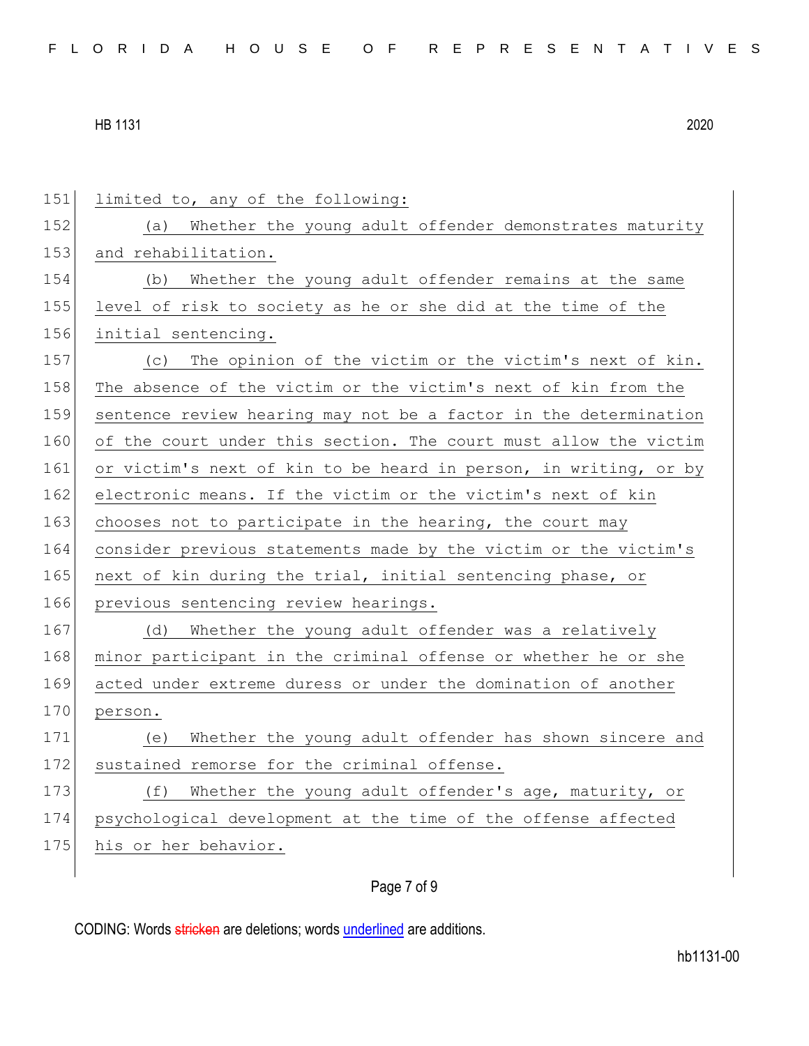limited to, any of the following:

(a) Whether the young adult offender demonstrates maturity and rehabilitation.

(b) Whether the young adult offender remains at the same level of risk to society as he or she did at the time of the initial sentencing.

(c) The opinion of the victim or the victim's next of kin. The absence of the victim or the victim's next of kin from the sentence review hearing may not be a factor in the determination of the court under this section. The court must allow the victim or victim's next of kin to be heard in person, in writing, or by electronic means. If the victim or the victim's next of kin chooses not to participate in the hearing, the court may consider previous statements made by the victim or the victim's next of kin during the trial, initial sentencing phase, or previous sentencing review hearings.

(d) Whether the young adult offender was a relatively minor participant in the criminal offense or whether he or she acted under extreme duress or under the domination of another person.

(e) Whether the young adult offender has shown sincere and sustained remorse for the criminal offense.

(f) Whether the young adult offender's age, maturity, or psychological development at the time of the offense affected his or her behavior.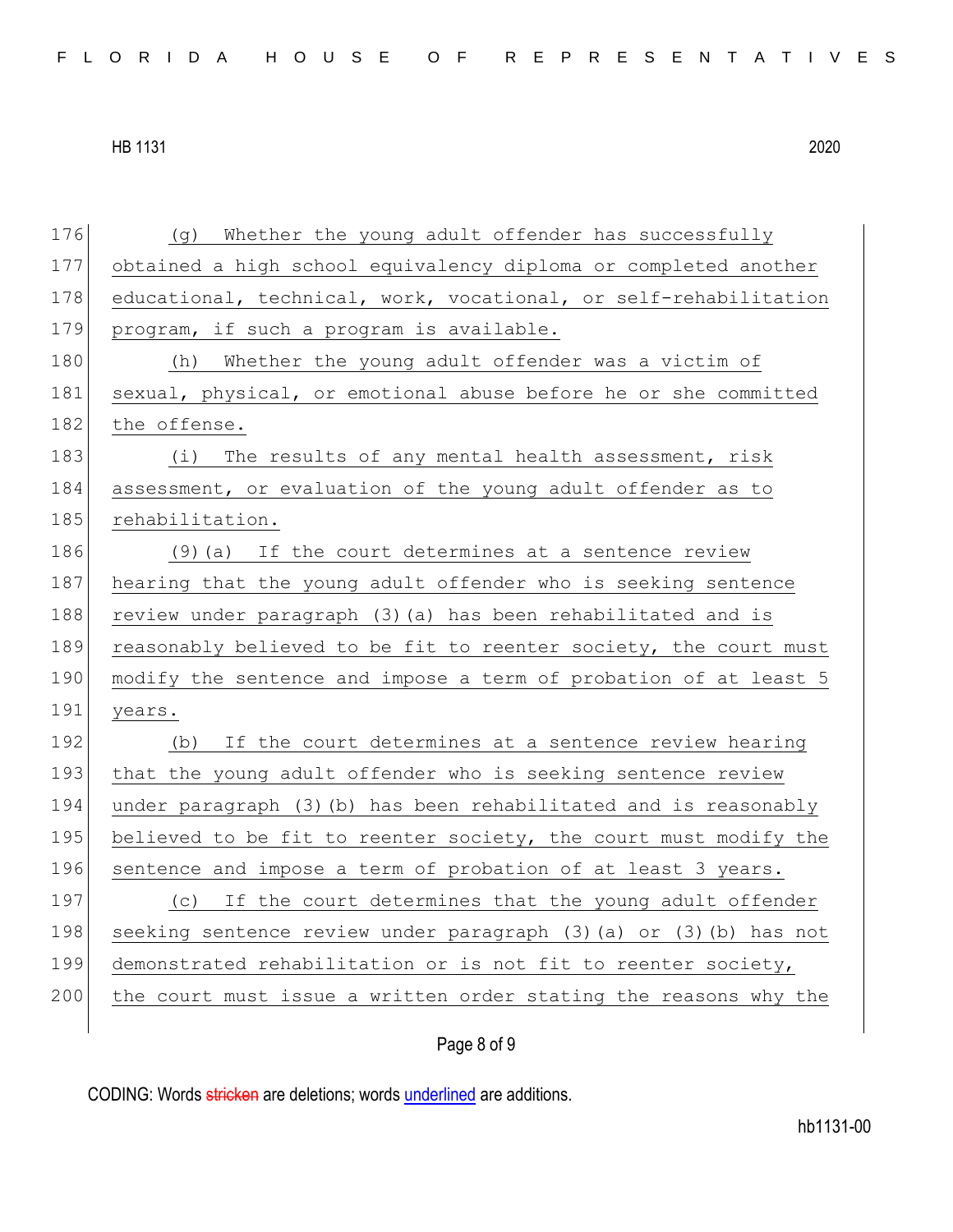(g) Whether the young adult offender has successfully obtained a high school equivalency diploma or completed another educational, technical, work, vocational, or self-rehabilitation program, if such a program is available.

(h) Whether the young adult offender was a victim of sexual, physical, or emotional abuse before he or she committed the offense.

(i) The results of any mental health assessment, risk assessment, or evaluation of the young adult offender as to rehabilitation.

(9)(a) If the court determines at a sentence review hearing that the young adult offender who is seeking sentence review under paragraph (3)(a) has been rehabilitated and is reasonably believed to be fit to reenter society, the court must modify the sentence and impose a term of probation of at least 5 years.

(b) If the court determines at a sentence review hearing that the young adult offender who is seeking sentence review under paragraph (3)(b) has been rehabilitated and is reasonably believed to be fit to reenter society, the court must modify the sentence and impose a term of probation of at least 3 years.

(c) If the court determines that the young adult offender seeking sentence review under paragraph (3)(a) or (3)(b) has not demonstrated rehabilitation or is not fit to reenter society, the court must issue a written order stating the reasons why the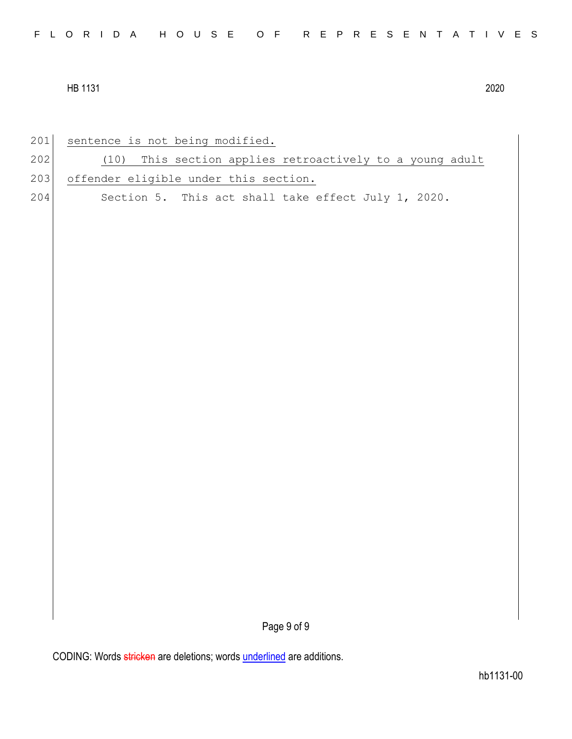201 sentence is not being modified.

202 (10) This section applies retroactively to a young adult

203 offender eligible under this section.

204 Section 5. This act shall take effect July 1, 2020.

CODING: Words ~~stricken~~ are deletions; words underlined are additions.

hb1131-00